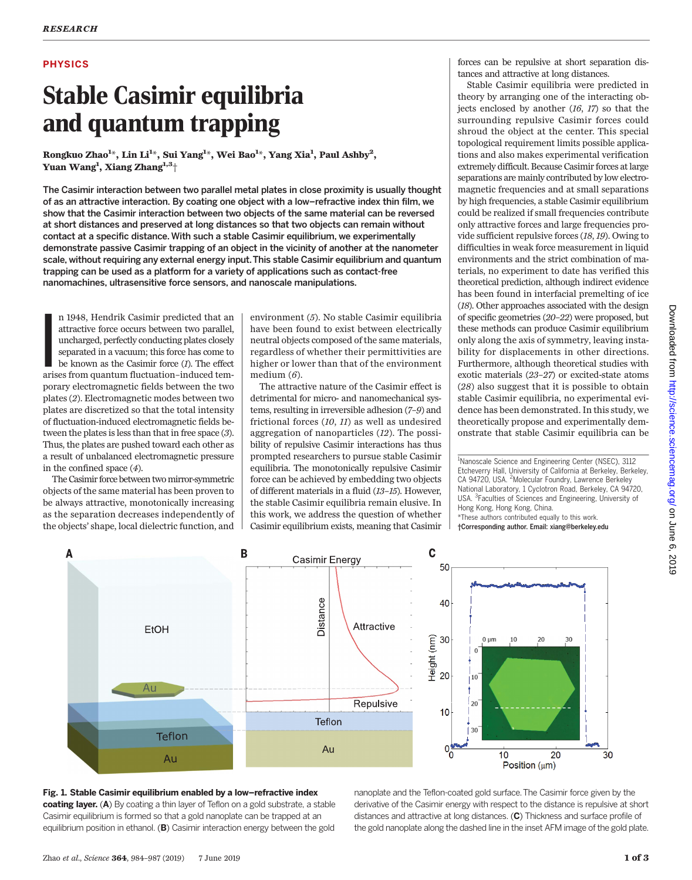PHYSICS

# Stable Casimir equilibria and quantum trapping

**Rongkuo Zhao[1]*, Lin Li[1]*, Sui Yang[1]*, Wei Bao[1]*, Yang Xia[1], Paul Ashby[2], Yuan Wang[1], Xiang Zhang[1,3]†**

**The Casimir interaction between two parallel metal plates in close proximity is usually thought of as an attractive interaction. By coating one object with a low–refractive index thin film, we show that the Casimir interaction between two objects of the same material can be reversed at short distances and preserved at long distances so that two objects can remain without contact at a specific distance. With such a stable Casimir equilibrium, we experimentally demonstrate passive Casimir trapping of an object in the vicinity of another at the nanometer scale, without requiring any external energy input. This stable Casimir equilibrium and quantum trapping can be used as a platform for a variety of applications such as contact-free nanomachines, ultrasensitive force sensors, and nanoscale manipulations.**

In 1948, Hendrik Casimir predicted that an attractive force occurs between two parallel, uncharged, perfectly conducting plates closely separated in a vacuum; this force has come to be known as the Casimir force (*1*). The effect arises from quantum fluctuation–induced temporary electromagnetic fields between the two plates (*2*). Electromagnetic modes between two plates are discretized so that the total intensity of fluctuation-induced electromagnetic fields between the plates is less than that in free space (*3*). Thus, the plates are pushed toward each other as a result of unbalanced electromagnetic pressure in the confined space (*4*).

The Casimir force between two mirror-symmetric objects of the same material has been proven to be always attractive, monotonically increasing as the separation decreases independently of the objects' shape, local dielectric function, and environment (*5*). No stable Casimir equilibria have been found to exist between electrically neutral objects composed of the same materials, regardless of whether their permittivities are higher or lower than that of the environment medium (*6*).

The attractive nature of the Casimir effect is detrimental for micro- and nanomechanical systems, resulting in irreversible adhesion (*7*–*9*) and frictional forces (*10*, *11*) as well as undesired aggregation of nanoparticles (*12*). The possibility of repulsive Casimir interactions has thus prompted researchers to pursue stable Casimir equilibria. The monotonically repulsive Casimir force can be achieved by embedding two objects of different materials in a fluid (*13*–*15*). However, the stable Casimir equilibria remain elusive. In this work, we address the question of whether Casimir equilibrium exists, meaning that Casimir forces can be repulsive at short separation distances and attractive at long distances.

Stable Casimir equilibria were predicted in theory by arranging one of the interacting objects enclosed by another (*16*, *17*) so that the surrounding repulsive Casimir forces could shroud the object at the center. This special topological requirement limits possible applications and also makes experimental verification extremely difficult. Because Casimir forces at large separations are mainly contributed by low electromagnetic frequencies and at small separations by high frequencies, a stable Casimir equilibrium could be realized if small frequencies contribute only attractive forces and large frequencies provide sufficient repulsive forces (*18*, *19*). Owing to difficulties in weak force measurement in liquid environments and the strict combination of materials, no experiment to date has verified this theoretical prediction, although indirect evidence has been found in interfacial premelting of ice (*18*). Other approaches associated with the design of specific geometries (*20*–*22*) were proposed, but these methods can produce Casimir equilibrium only along the axis of symmetry, leaving instability for displacements in other directions. Furthermore, although theoretical studies with exotic materials (*23*–*27*) or excited-state atoms (*28*) also suggest that it is possible to obtain stable Casimir equilibria, no experimental evidence has been demonstrated. In this study, we theoretically propose and experimentally demonstrate that stable Casimir equilibria can be

[1]Nanoscale Science and Engineering Center (NSEC), 3112 Etcheverry Hall, University of California at Berkeley, Berkeley, CA 94720, USA. [2]Molecular Foundry, Lawrence Berkeley National Laboratory, 1 Cyclotron Road, Berkeley, CA 94720, USA. [3]Faculties of Sciences and Engineering, University of Hong Kong, Hong Kong, China.
*These authors contributed equally to this work.
†Corresponding author. Email: xiang@berkeley.edu

**Fig. 1. Stable Casimir equilibrium enabled by a low–refractive index coating layer.** (**A**) By coating a thin layer of Teflon on a gold substrate, a stable Casimir equilibrium is formed so that a gold nanoplate can be trapped at an equilibrium position in ethanol. (**B**) Casimir interaction energy between the gold nanoplate and the Teflon-coated gold surface. The Casimir force given by the derivative of the Casimir energy with respect to the distance is repulsive at short distances and attractive at long distances. (**C**) Thickness and surface profile of the gold nanoplate along the dashed line in the inset AFM image of the gold plate.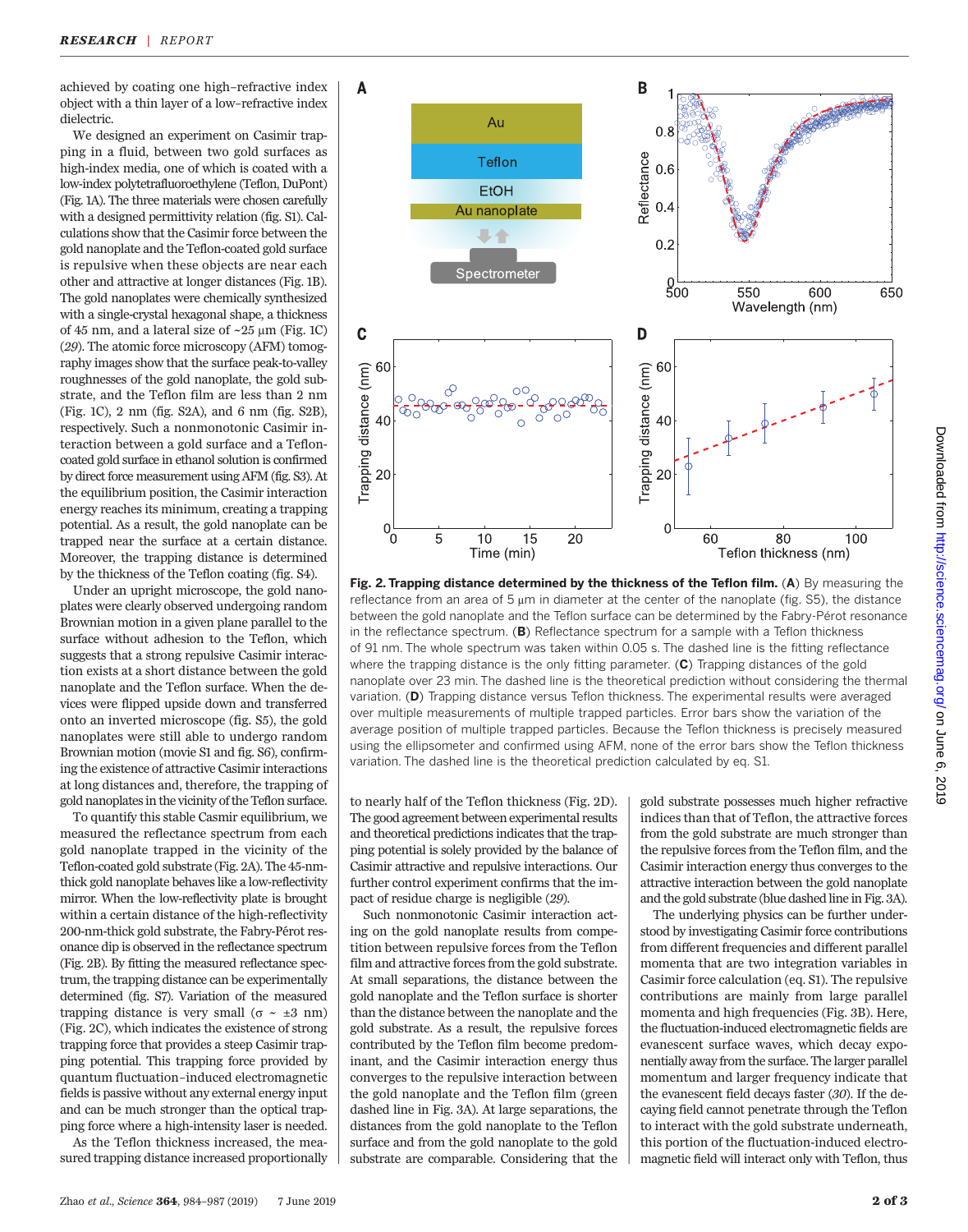achieved by coating one high–refractive index object with a thin layer of a low–refractive index dielectric.

We designed an experiment on Casimir trapping in a fluid, between two gold surfaces as high-index media, one of which is coated with a low-index polytetrafluoroethylene (Teflon, DuPont) (Fig. 1A). The three materials were chosen carefully with a designed permittivity relation (fig. S1). Calculations show that the Casimir force between the gold nanoplate and the Teflon-coated gold surface is repulsive when these objects are near each other and attractive at longer distances (Fig. 1B). The gold nanoplates were chemically synthesized with a single-crystal hexagonal shape, a thickness of 45 nm, and a lateral size of ~25 μm (Fig. 1C) (29). The atomic force microscopy (AFM) tomography images show that the surface peak-to-valley roughnesses of the gold nanoplate, the gold substrate, and the Teflon film are less than 2 nm (Fig. 1C), 2 nm (fig. S2A), and 6 nm (fig. S2B), respectively. Such a nonmonotonic Casimir interaction between a gold surface and a Teflon-coated gold surface in ethanol solution is confirmed by direct force measurement using AFM (fig. S3). At the equilibrium position, the Casimir interaction energy reaches its minimum, creating a trapping potential. As a result, the gold nanoplate can be trapped near the surface at a certain distance. Moreover, the trapping distance is determined by the thickness of the Teflon coating (fig. S4).

Under an upright microscope, the gold nanoplates were clearly observed undergoing random Brownian motion in a given plane parallel to the surface without adhesion to the Teflon, which suggests that a strong repulsive Casimir interaction exists at a short distance between the gold nanoplate and the Teflon surface. When the devices were flipped upside down and transferred onto an inverted microscope (fig. S5), the gold nanoplates were still able to undergo random Brownian motion (movie S1 and fig. S6), confirming the existence of attractive Casimir interactions at long distances and, therefore, the trapping of gold nanoplates in the vicinity of the Teflon surface.

To quantify this stable Casmir equilibrium, we measured the reflectance spectrum from each gold nanoplate trapped in the vicinity of the Teflon-coated gold substrate (Fig. 2A). The 45-nm-thick gold nanoplate behaves like a low-reflectivity mirror. When the low-reflectivity plate is brought within a certain distance of the high-reflectivity 200-nm-thick gold substrate, the Fabry-Pérot resonance dip is observed in the reflectance spectrum (Fig. 2B). By fitting the measured reflectance spectrum, the trapping distance can be experimentally determined (fig. S7). Variation of the measured trapping distance is very small ($\sigma$ ~ ±3 nm) (Fig. 2C), which indicates the existence of strong trapping force that provides a steep Casimir trapping potential. This trapping force provided by quantum fluctuation–induced electromagnetic fields is passive without any external energy input and can be much stronger than the optical trapping force where a high-intensity laser is needed.

As the Teflon thickness increased, the measured trapping distance increased proportionally to nearly half of the Teflon thickness (Fig. 2D). The good agreement between experimental results and theoretical predictions indicates that the trapping potential is solely provided by the balance of Casimir attractive and repulsive interactions. Our further control experiment confirms that the impact of residue charge is negligible (29).

Such nonmonotonic Casimir interaction acting on the gold nanoplate results from competition between repulsive forces from the Teflon film and attractive forces from the gold substrate. At small separations, the distance between the gold nanoplate and the Teflon surface is shorter than the distance between the nanoplate and the gold substrate. As a result, the repulsive forces contributed by the Teflon film become predominant, and the Casimir interaction energy thus converges to the repulsive interaction between the gold nanoplate and the Teflon film (green dashed line in Fig. 3A). At large separations, the distances from the gold nanoplate to the Teflon surface and from the gold nanoplate to the gold substrate are comparable. Considering that the gold substrate possesses much higher refractive indices than that of Teflon, the attractive forces from the gold substrate are much stronger than the repulsive forces from the Teflon film, and the Casimir interaction energy thus converges to the attractive interaction between the gold nanoplate and the gold substrate (blue dashed line in Fig. 3A).

The underlying physics can be further understood by investigating Casimir force contributions from different frequencies and different parallel momenta that are two integration variables in Casimir force calculation (eq. S1). The repulsive contributions are mainly from large parallel momenta and high frequencies (Fig. 3B). Here, the fluctuation-induced electromagnetic fields are evanescent surface waves, which decay exponentially away from the surface. The larger parallel momentum and larger frequency indicate that the evanescent field decays faster (30). If the decaying field cannot penetrate through the Teflon to interact with the gold substrate underneath, this portion of the fluctuation-induced electromagnetic field will interact only with Teflon, thus

**Fig. 2. Trapping distance determined by the thickness of the Teflon film.** (**A**) By measuring the reflectance from an area of 5 μm in diameter at the center of the nanoplate (fig. S5), the distance between the gold nanoplate and the Teflon surface can be determined by the Fabry-Pérot resonance in the reflectance spectrum. (**B**) Reflectance spectrum for a sample with a Teflon thickness of 91 nm. The whole spectrum was taken within 0.05 s. The dashed line is the fitting reflectance where the trapping distance is the only fitting parameter. (**C**) Trapping distances of the gold nanoplate over 23 min. The dashed line is the theoretical prediction without considering the thermal variation. (**D**) Trapping distance versus Teflon thickness. The experimental results were averaged over multiple measurements of multiple trapped particles. Error bars show the variation of the average position of multiple trapped particles. Because the Teflon thickness is precisely measured using the ellipsometer and confirmed using AFM, none of the error bars show the Teflon thickness variation. The dashed line is the theoretical prediction calculated by eq. S1.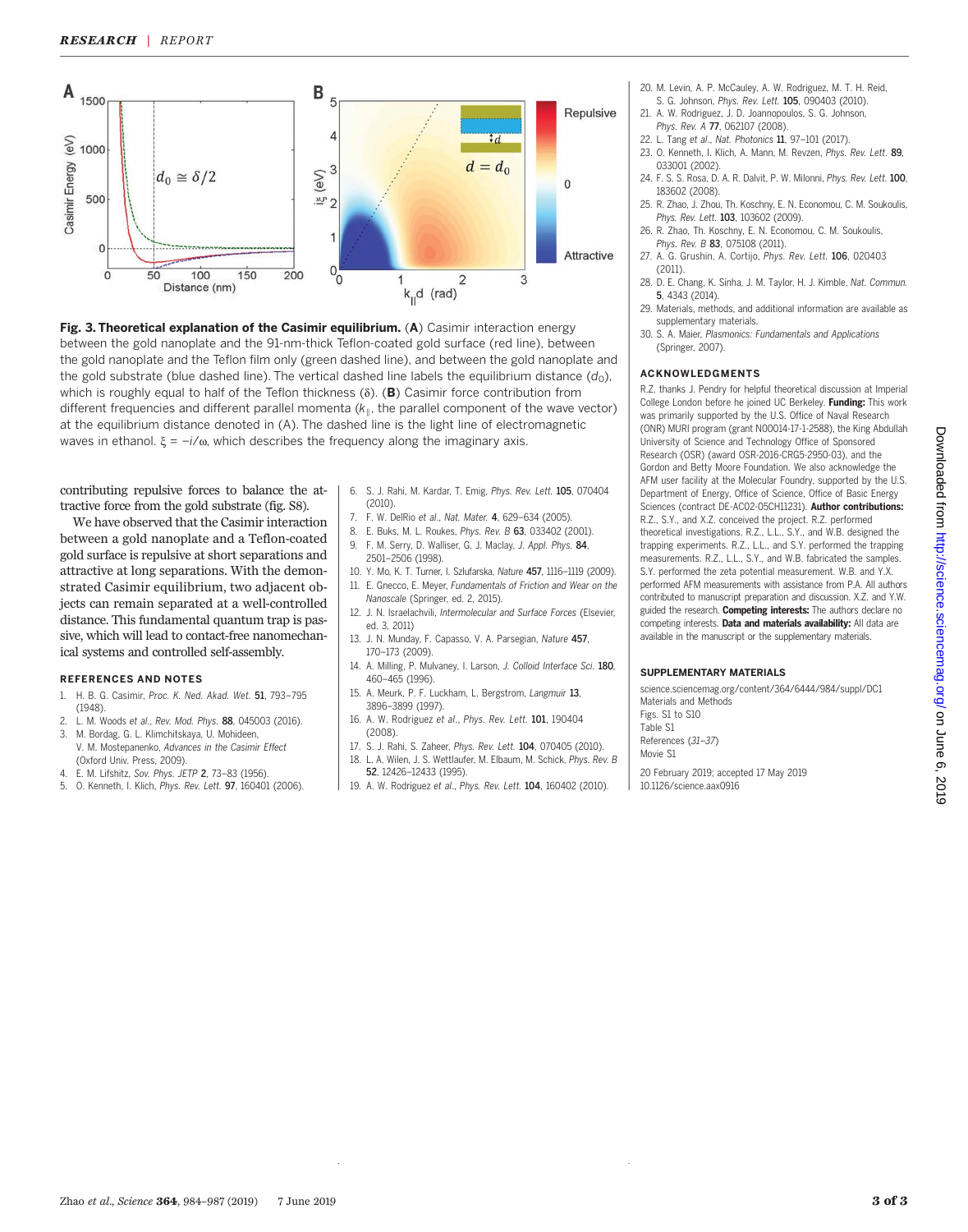**Fig. 3. Theoretical explanation of the Casimir equilibrium.** (**A**) Casimir interaction energy between the gold nanoplate and the 91-nm-thick Teflon-coated gold surface (red line), between the gold nanoplate and the Teflon film only (green dashed line), and between the gold nanoplate and the gold substrate (blue dashed line). The vertical dashed line labels the equilibrium distance ($d_0$), which is roughly equal to half of the Teflon thickness ($\delta$). (**B**) Casimir force contribution from different frequencies and different parallel momenta ($k_{\parallel}$, the parallel component of the wave vector) at the equilibrium distance denoted in (A). The dashed line is the light line of electromagnetic waves in ethanol. $\xi = -i/\omega$, which describes the frequency along the imaginary axis.

contributing repulsive forces to balance the attractive force from the gold substrate (fig. S8).

We have observed that the Casimir interaction between a gold nanoplate and a Teflon-coated gold surface is repulsive at short separations and attractive at long separations. With the demonstrated Casimir equilibrium, two adjacent objects can remain separated at a well-controlled distance. This fundamental quantum trap is passive, which will lead to contact-free nanomechanical systems and controlled self-assembly.

## REFERENCES AND NOTES

1. H. B. G. Casimir, *Proc. K. Ned. Akad. Wet.* **51**, 793–795 (1948).
2. L. M. Woods *et al.*, *Rev. Mod. Phys.* **88**, 045003 (2016).
3. M. Bordag, G. L. Klimchitskaya, U. Mohideen, V. M. Mostepanenko, *Advances in the Casimir Effect* (Oxford Univ. Press, 2009).
4. E. M. Lifshitz, *Sov. Phys. JETP* **2**, 73–83 (1956).
5. O. Kenneth, I. Klich, *Phys. Rev. Lett.* **97**, 160401 (2006).
6. S. J. Rahi, M. Kardar, T. Emig, *Phys. Rev. Lett.* **105**, 070404 (2010).
7. F. W. DelRio *et al.*, *Nat. Mater.* **4**, 629–634 (2005).
8. E. Buks, M. L. Roukes, *Phys. Rev. B* **63**, 033402 (2001).
9. F. M. Serry, D. Walliser, G. J. Maclay, *J. Appl. Phys.* **84**, 2501–2506 (1998).
10. Y. Mo, K. T. Turner, I. Szlufarska, *Nature* **457**, 1116–1119 (2009).
11. E. Gnecco, E. Meyer, *Fundamentals of Friction and Wear on the Nanoscale* (Springer, ed. 2, 2015).
12. J. N. Israelachvili, *Intermolecular and Surface Forces* (Elsevier, ed. 3, 2011)
13. J. N. Munday, F. Capasso, V. A. Parsegian, *Nature* **457**, 170–173 (2009).
14. A. Milling, P. Mulvaney, I. Larson, *J. Colloid Interface Sci.* **180**, 460–465 (1996).
15. A. Meurk, P. F. Luckham, L. Bergstrom, *Langmuir* **13**, 3896–3899 (1997).
16. A. W. Rodriguez *et al.*, *Phys. Rev. Lett.* **101**, 190404 (2008).
17. S. J. Rahi, S. Zaheer, *Phys. Rev. Lett.* **104**, 070405 (2010).
18. L. A. Wilen, J. S. Wettlaufer, M. Elbaum, M. Schick, *Phys. Rev. B* **52**, 12426–12433 (1995).
19. A. W. Rodriguez *et al.*, *Phys. Rev. Lett.* **104**, 160402 (2010).
20. M. Levin, A. P. McCauley, A. W. Rodriguez, M. T. H. Reid, S. G. Johnson, *Phys. Rev. Lett.* **105**, 090403 (2010).
21. A. W. Rodriguez, J. D. Joannopoulos, S. G. Johnson, *Phys. Rev. A* **77**, 062107 (2008).
22. L. Tang *et al.*, *Nat. Photonics* **11**, 97–101 (2017).
23. O. Kenneth, I. Klich, A. Mann, M. Revzen, *Phys. Rev. Lett.* **89**, 033001 (2002).
24. F. S. S. Rosa, D. A. R. Dalvit, P. W. Milonni, *Phys. Rev. Lett.* **100**, 183602 (2008).
25. R. Zhao, J. Zhou, Th. Koschny, E. N. Economou, C. M. Soukoulis, *Phys. Rev. Lett.* **103**, 103602 (2009).
26. R. Zhao, Th. Koschny, E. N. Economou, C. M. Soukoulis, *Phys. Rev. B* **83**, 075108 (2011).
27. A. G. Grushin, A. Cortijo, *Phys. Rev. Lett.* **106**, 020403 (2011).
28. D. E. Chang, K. Sinha, J. M. Taylor, H. J. Kimble, *Nat. Commun.* **5**, 4343 (2014).
29. Materials, methods, and additional information are available as supplementary materials.
30. S. A. Maier, *Plasmonics: Fundamentals and Applications* (Springer, 2007).

## ACKNOWLEDGMENTS

R.Z. thanks J. Pendry for helpful theoretical discussion at Imperial College London before he joined UC Berkeley. **Funding:** This work was primarily supported by the U.S. Office of Naval Research (ONR) MURI program (grant N00014-17-1-2588), the King Abdullah University of Science and Technology Office of Sponsored Research (OSR) (award OSR-2016-CRG5-2950-03), and the Gordon and Betty Moore Foundation. We also acknowledge the AFM user facility at the Molecular Foundry, supported by the U.S. Department of Energy, Office of Science, Office of Basic Energy Sciences (contract DE-AC02-05CH11231). **Author contributions:** R.Z., S.Y., and X.Z. conceived the project. R.Z. performed theoretical investigations. R.Z., L.L., S.Y., and W.B. designed the trapping experiments. R.Z., L.L., and S.Y. performed the trapping measurements. R.Z., L.L., S.Y., and W.B. fabricated the samples. S.Y. performed the zeta potential measurement. W.B. and Y.X. performed AFM measurements with assistance from P.A. All authors contributed to manuscript preparation and discussion. X.Z. and Y.W. guided the research. **Competing interests:** The authors declare no competing interests. **Data and materials availability:** All data are available in the manuscript or the supplementary materials.

## SUPPLEMENTARY MATERIALS

science.sciencemag.org/content/364/6444/984/suppl/DC1
Materials and Methods
Figs. S1 to S10
Table S1
References (*31*–*37*)
Movie S1

20 February 2019; accepted 17 May 2019
10.1126/science.aax0916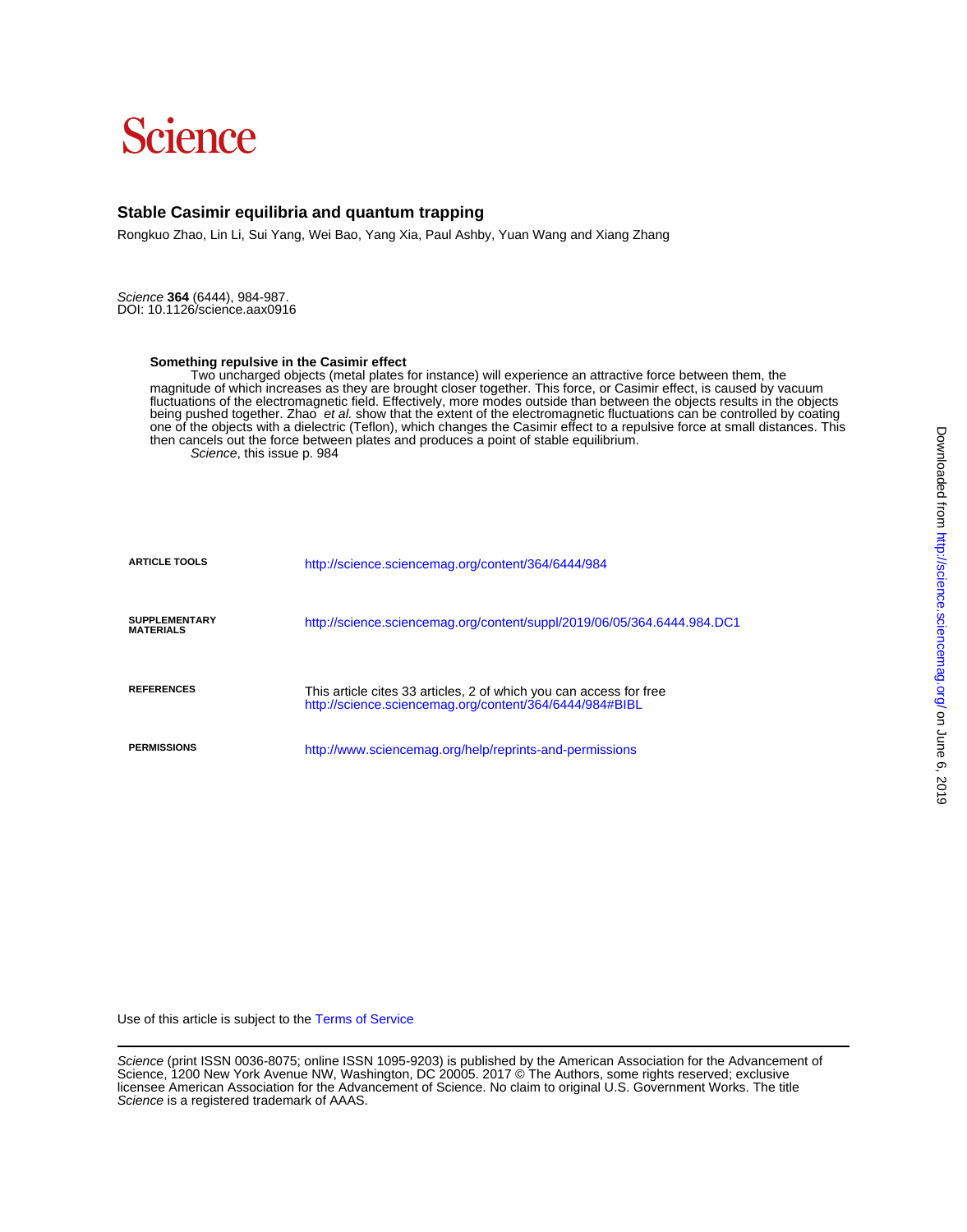# Science

## Stable Casimir equilibria and quantum trapping

Rongkuo Zhao, Lin Li, Sui Yang, Wei Bao, Yang Xia, Paul Ashby, Yuan Wang and Xiang Zhang

*Science* **364** (6444), 984-987.
DOI: 10.1126/science.aax0916

**Something repulsive in the Casimir effect**

Two uncharged objects (metal plates for instance) will experience an attractive force between them, the magnitude of which increases as they are brought closer together. This force, or Casimir effect, is caused by vacuum fluctuations of the electromagnetic field. Effectively, more modes outside than between the objects results in the objects being pushed together. Zhao *et al.* show that the extent of the electromagnetic fluctuations can be controlled by coating one of the objects with a dielectric (Teflon), which changes the Casimir effect to a repulsive force at small distances. This then cancels out the force between plates and produces a point of stable equilibrium.

*Science*, this issue p. 984

| | |
|---|---|
| **ARTICLE TOOLS** | http://science.sciencemag.org/content/364/6444/984 |
| **SUPPLEMENTARY MATERIALS** | http://science.sciencemag.org/content/suppl/2019/06/05/364.6444.984.DC1 |
| **REFERENCES** | This article cites 33 articles, 2 of which you can access for free http://science.sciencemag.org/content/364/6444/984#BIBL |
| **PERMISSIONS** | http://www.sciencemag.org/help/reprints-and-permissions |

Use of this article is subject to the Terms of Service

*Science* (print ISSN 0036-8075; online ISSN 1095-9203) is published by the American Association for the Advancement of Science, 1200 New York Avenue NW, Washington, DC 20005. 2017 © The Authors, some rights reserved; exclusive licensee American Association for the Advancement of Science. No claim to original U.S. Government Works. The title *Science* is a registered trademark of AAAS.